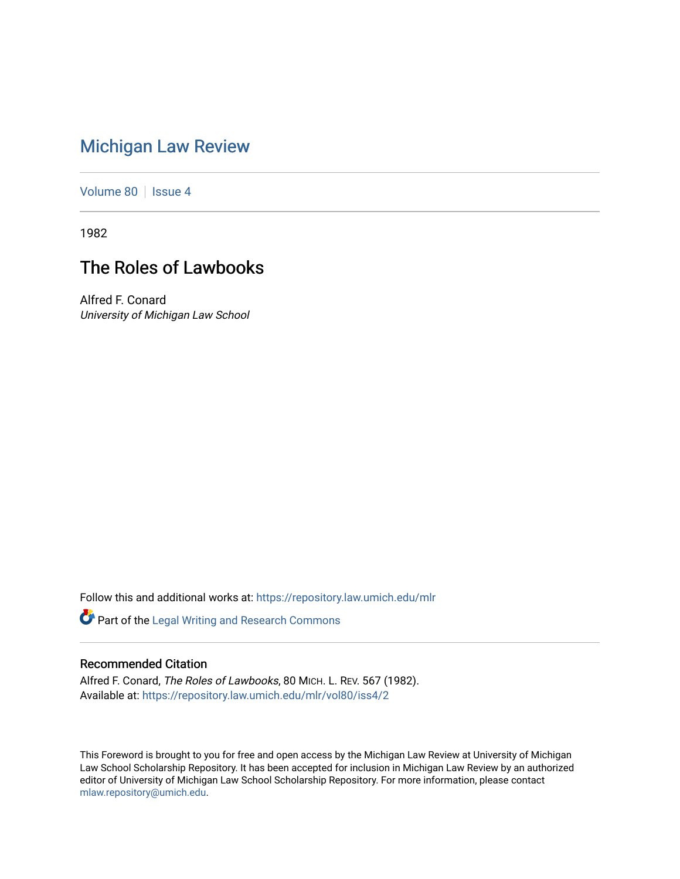# Michigan Law Review

Volume 80 | Issue 4

1982

## The Roles of Lawbooks

Alfred F. Conard
*University of Michigan Law School*

Follow this and additional works at: https://repository.law.umich.edu/mlr

Part of the Legal Writing and Research Commons

### Recommended Citation

Alfred F. Conard, *The Roles of Lawbooks*, 80 MICH. L. REV. 567 (1982).
Available at: https://repository.law.umich.edu/mlr/vol80/iss4/2

This Foreword is brought to you for free and open access by the Michigan Law Review at University of Michigan Law School Scholarship Repository. It has been accepted for inclusion in Michigan Law Review by an authorized editor of University of Michigan Law School Scholarship Repository. For more information, please contact mlaw.repository@umich.edu.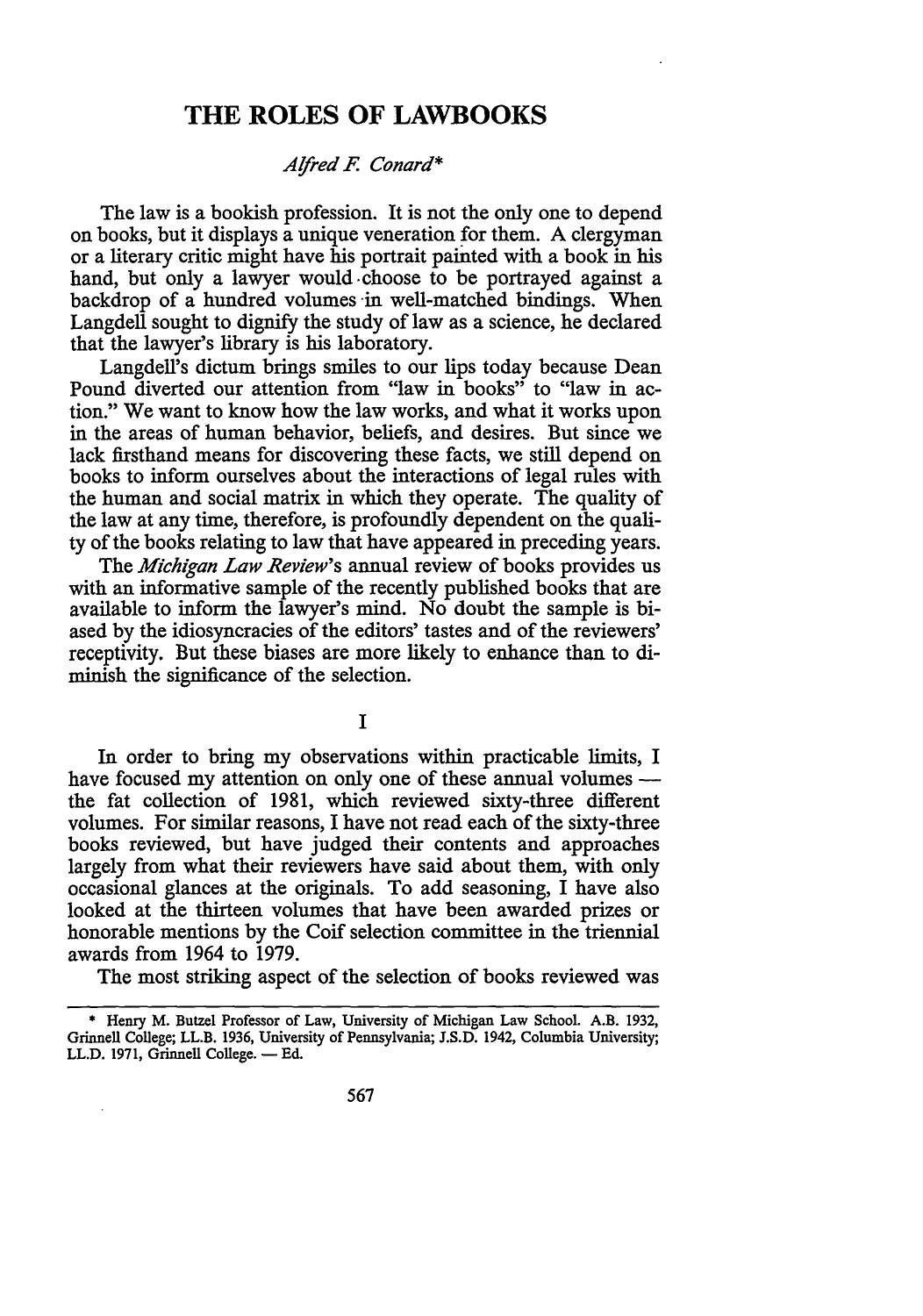# THE ROLES OF LAWBOOKS

*Alfred F. Conard**

The law is a bookish profession. It is not the only one to depend on books, but it displays a unique veneration for them. A clergyman or a literary critic might have his portrait painted with a book in his hand, but only a lawyer would choose to be portrayed against a backdrop of a hundred volumes in well-matched bindings. When Langdell sought to dignify the study of law as a science, he declared that the lawyer's library is his laboratory.

Langdell's dictum brings smiles to our lips today because Dean Pound diverted our attention from "law in books" to "law in action." We want to know how the law works, and what it works upon in the areas of human behavior, beliefs, and desires. But since we lack firsthand means for discovering these facts, we still depend on books to inform ourselves about the interactions of legal rules with the human and social matrix in which they operate. The quality of the law at any time, therefore, is profoundly dependent on the quality of the books relating to law that have appeared in preceding years.

The *Michigan Law Review*'s annual review of books provides us with an informative sample of the recently published books that are available to inform the lawyer's mind. No doubt the sample is biased by the idiosyncracies of the editors' tastes and of the reviewers' receptivity. But these biases are more likely to enhance than to diminish the significance of the selection.

## I

In order to bring my observations within practicable limits, I have focused my attention on only one of these annual volumes — the fat collection of 1981, which reviewed sixty-three different volumes. For similar reasons, I have not read each of the sixty-three books reviewed, but have judged their contents and approaches largely from what their reviewers have said about them, with only occasional glances at the originals. To add seasoning, I have also looked at the thirteen volumes that have been awarded prizes or honorable mentions by the Coif selection committee in the triennial awards from 1964 to 1979.

The most striking aspect of the selection of books reviewed was

---

\* Henry M. Butzel Professor of Law, University of Michigan Law School. A.B. 1932, Grinnell College; LL.B. 1936, University of Pennsylvania; J.S.D. 1942, Columbia University; LL.D. 1971, Grinnell College. — Ed.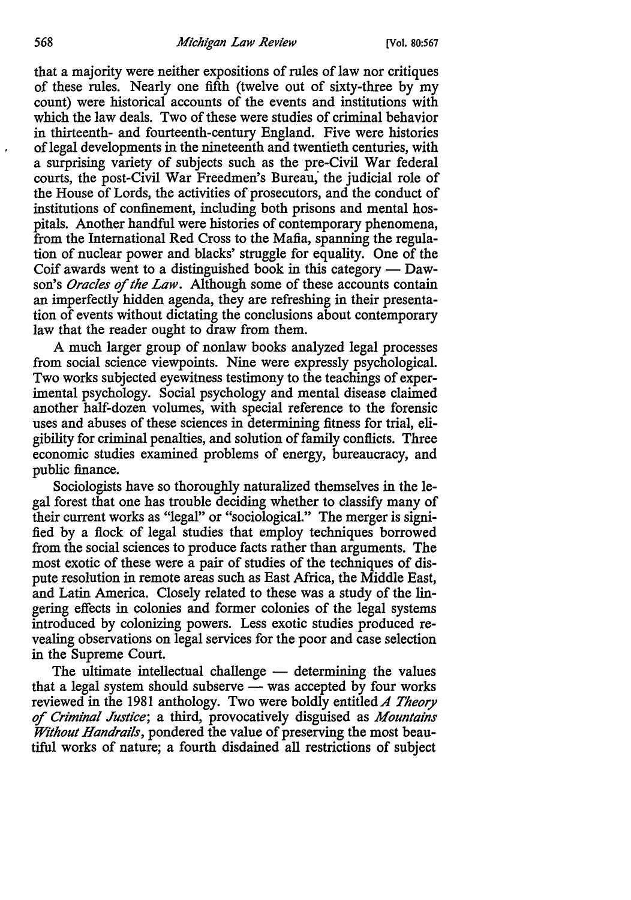that a majority were neither expositions of rules of law nor critiques of these rules. Nearly one fifth (twelve out of sixty-three by my count) were historical accounts of the events and institutions with which the law deals. Two of these were studies of criminal behavior in thirteenth- and fourteenth-century England. Five were histories of legal developments in the nineteenth and twentieth centuries, with a surprising variety of subjects such as the pre-Civil War federal courts, the post-Civil War Freedmen's Bureau, the judicial role of the House of Lords, the activities of prosecutors, and the conduct of institutions of confinement, including both prisons and mental hospitals. Another handful were histories of contemporary phenomena, from the International Red Cross to the Mafia, spanning the regulation of nuclear power and blacks' struggle for equality. One of the Coif awards went to a distinguished book in this category — Dawson's *Oracles of the Law*. Although some of these accounts contain an imperfectly hidden agenda, they are refreshing in their presentation of events without dictating the conclusions about contemporary law that the reader ought to draw from them.

A much larger group of nonlaw books analyzed legal processes from social science viewpoints. Nine were expressly psychological. Two works subjected eyewitness testimony to the teachings of experimental psychology. Social psychology and mental disease claimed another half-dozen volumes, with special reference to the forensic uses and abuses of these sciences in determining fitness for trial, eligibility for criminal penalties, and solution of family conflicts. Three economic studies examined problems of energy, bureaucracy, and public finance.

Sociologists have so thoroughly naturalized themselves in the legal forest that one has trouble deciding whether to classify many of their current works as "legal" or "sociological." The merger is signified by a flock of legal studies that employ techniques borrowed from the social sciences to produce facts rather than arguments. The most exotic of these were a pair of studies of the techniques of dispute resolution in remote areas such as East Africa, the Middle East, and Latin America. Closely related to these was a study of the lingering effects in colonies and former colonies of the legal systems introduced by colonizing powers. Less exotic studies produced revealing observations on legal services for the poor and case selection in the Supreme Court.

The ultimate intellectual challenge — determining the values that a legal system should subserve — was accepted by four works reviewed in the 1981 anthology. Two were boldly entitled *A Theory of Criminal Justice*; a third, provocatively disguised as *Mountains Without Handrails*, pondered the value of preserving the most beautiful works of nature; a fourth disdained all restrictions of subject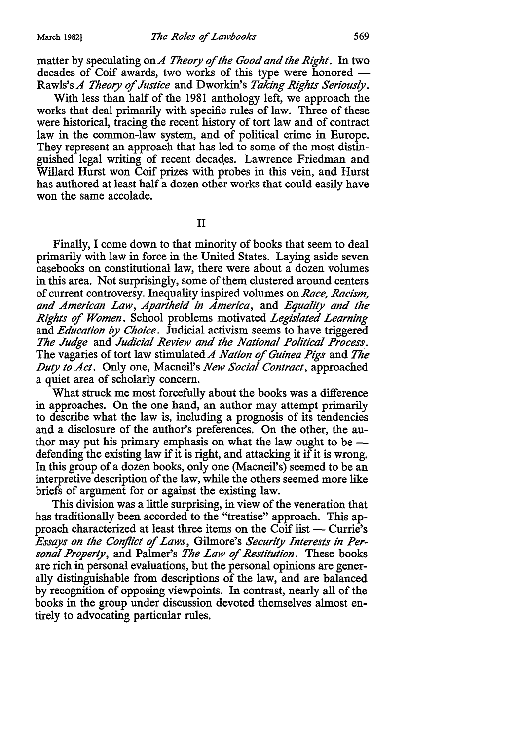matter by speculating on *A Theory of the Good and the Right*. In two decades of Coif awards, two works of this type were honored — Rawls's *A Theory of Justice* and Dworkin's *Taking Rights Seriously*.

With less than half of the 1981 anthology left, we approach the works that deal primarily with specific rules of law. Three of these were historical, tracing the recent history of tort law and of contract law in the common-law system, and of political crime in Europe. They represent an approach that has led to some of the most distinguished legal writing of recent decades. Lawrence Friedman and Willard Hurst won Coif prizes with probes in this vein, and Hurst has authored at least half a dozen other works that could easily have won the same accolade.

## II

Finally, I come down to that minority of books that seem to deal primarily with law in force in the United States. Laying aside seven casebooks on constitutional law, there were about a dozen volumes in this area. Not surprisingly, some of them clustered around centers of current controversy. Inequality inspired volumes on *Race, Racism, and American Law*, *Apartheid in America*, and *Equality and the Rights of Women*. School problems motivated *Legislated Learning* and *Education by Choice*. Judicial activism seems to have triggered *The Judge* and *Judicial Review and the National Political Process*. The vagaries of tort law stimulated *A Nation of Guinea Pigs* and *The Duty to Act*. Only one, Macneil's *New Social Contract*, approached a quiet area of scholarly concern.

What struck me most forcefully about the books was a difference in approaches. On the one hand, an author may attempt primarily to describe what the law is, including a prognosis of its tendencies and a disclosure of the author's preferences. On the other, the author may put his primary emphasis on what the law ought to be — defending the existing law if it is right, and attacking it if it is wrong. In this group of a dozen books, only one (Macneil's) seemed to be an interpretive description of the law, while the others seemed more like briefs of argument for or against the existing law.

This division was a little surprising, in view of the veneration that has traditionally been accorded to the "treatise" approach. This approach characterized at least three items on the Coif list — Currie's *Essays on the Conflict of Laws*, Gilmore's *Security Interests in Personal Property*, and Palmer's *The Law of Restitution*. These books are rich in personal evaluations, but the personal opinions are generally distinguishable from descriptions of the law, and are balanced by recognition of opposing viewpoints. In contrast, nearly all of the books in the group under discussion devoted themselves almost entirely to advocating particular rules.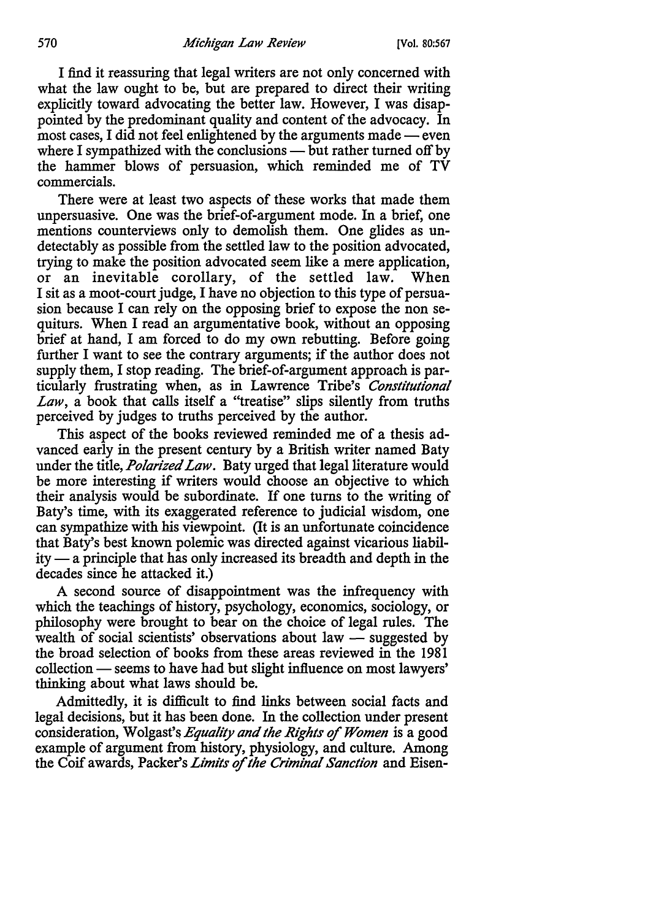I find it reassuring that legal writers are not only concerned with what the law ought to be, but are prepared to direct their writing explicitly toward advocating the better law. However, I was disappointed by the predominant quality and content of the advocacy. In most cases, I did not feel enlightened by the arguments made — even where I sympathized with the conclusions — but rather turned off by the hammer blows of persuasion, which reminded me of TV commercials.

There were at least two aspects of these works that made them unpersuasive. One was the brief-of-argument mode. In a brief, one mentions counterviews only to demolish them. One glides as undetectably as possible from the settled law to the position advocated, trying to make the position advocated seem like a mere application, or an inevitable corollary, of the settled law. When I sit as a moot-court judge, I have no objection to this type of persuasion because I can rely on the opposing brief to expose the non sequiturs. When I read an argumentative book, without an opposing brief at hand, I am forced to do my own rebutting. Before going further I want to see the contrary arguments; if the author does not supply them, I stop reading. The brief-of-argument approach is particularly frustrating when, as in Lawrence Tribe's *Constitutional Law*, a book that calls itself a "treatise" slips silently from truths perceived by judges to truths perceived by the author.

This aspect of the books reviewed reminded me of a thesis advanced early in the present century by a British writer named Baty under the title, *Polarized Law*. Baty urged that legal literature would be more interesting if writers would choose an objective to which their analysis would be subordinate. If one turns to the writing of Baty's time, with its exaggerated reference to judicial wisdom, one can sympathize with his viewpoint. (It is an unfortunate coincidence that Baty's best known polemic was directed against vicarious liability — a principle that has only increased its breadth and depth in the decades since he attacked it.)

A second source of disappointment was the infrequency with which the teachings of history, psychology, economics, sociology, or philosophy were brought to bear on the choice of legal rules. The wealth of social scientists' observations about law — suggested by the broad selection of books from these areas reviewed in the 1981 collection — seems to have had but slight influence on most lawyers' thinking about what laws should be.

Admittedly, it is difficult to find links between social facts and legal decisions, but it has been done. In the collection under present consideration, Wolgast's *Equality and the Rights of Women* is a good example of argument from history, physiology, and culture. Among the Coif awards, Packer's *Limits of the Criminal Sanction* and Eisen-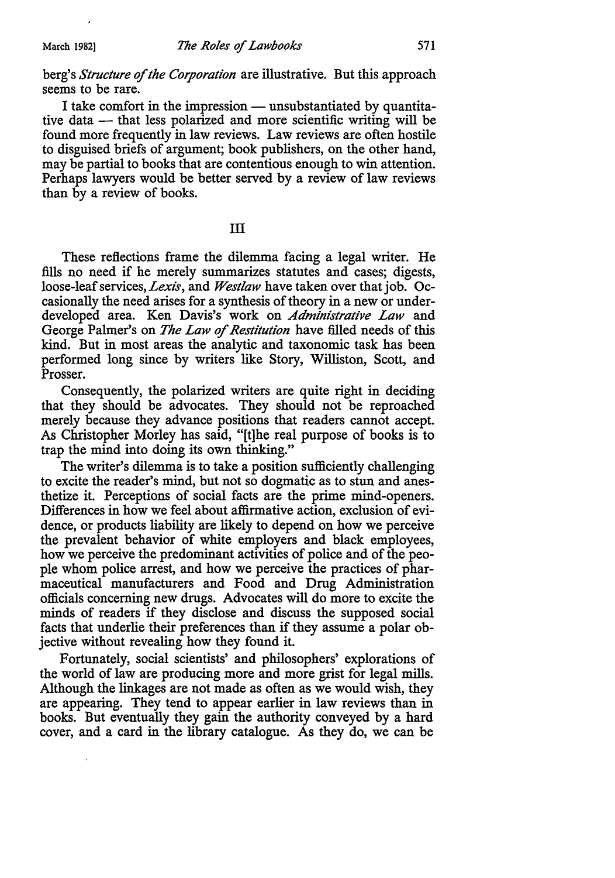berg's *Structure of the Corporation* are illustrative. But this approach seems to be rare.

I take comfort in the impression — unsubstantiated by quantitative data — that less polarized and more scientific writing will be found more frequently in law reviews. Law reviews are often hostile to disguised briefs of argument; book publishers, on the other hand, may be partial to books that are contentious enough to win attention. Perhaps lawyers would be better served by a review of law reviews than by a review of books.

## III

These reflections frame the dilemma facing a legal writer. He fills no need if he merely summarizes statutes and cases; digests, loose-leaf services, *Lexis*, and *Westlaw* have taken over that job. Occasionally the need arises for a synthesis of theory in a new or underdeveloped area. Ken Davis's work on *Administrative Law* and George Palmer's on *The Law of Restitution* have filled needs of this kind. But in most areas the analytic and taxonomic task has been performed long since by writers like Story, Williston, Scott, and Prosser.

Consequently, the polarized writers are quite right in deciding that they should be advocates. They should not be reproached merely because they advance positions that readers cannot accept. As Christopher Morley has said, "[t]he real purpose of books is to trap the mind into doing its own thinking."

The writer's dilemma is to take a position sufficiently challenging to excite the reader's mind, but not so dogmatic as to stun and anesthetize it. Perceptions of social facts are the prime mind-openers. Differences in how we feel about affirmative action, exclusion of evidence, or products liability are likely to depend on how we perceive the prevalent behavior of white employers and black employees, how we perceive the predominant activities of police and of the people whom police arrest, and how we perceive the practices of pharmaceutical manufacturers and Food and Drug Administration officials concerning new drugs. Advocates will do more to excite the minds of readers if they disclose and discuss the supposed social facts that underlie their preferences than if they assume a polar objective without revealing how they found it.

Fortunately, social scientists' and philosophers' explorations of the world of law are producing more and more grist for legal mills. Although the linkages are not made as often as we would wish, they are appearing. They tend to appear earlier in law reviews than in books. But eventually they gain the authority conveyed by a hard cover, and a card in the library catalogue. As they do, we can be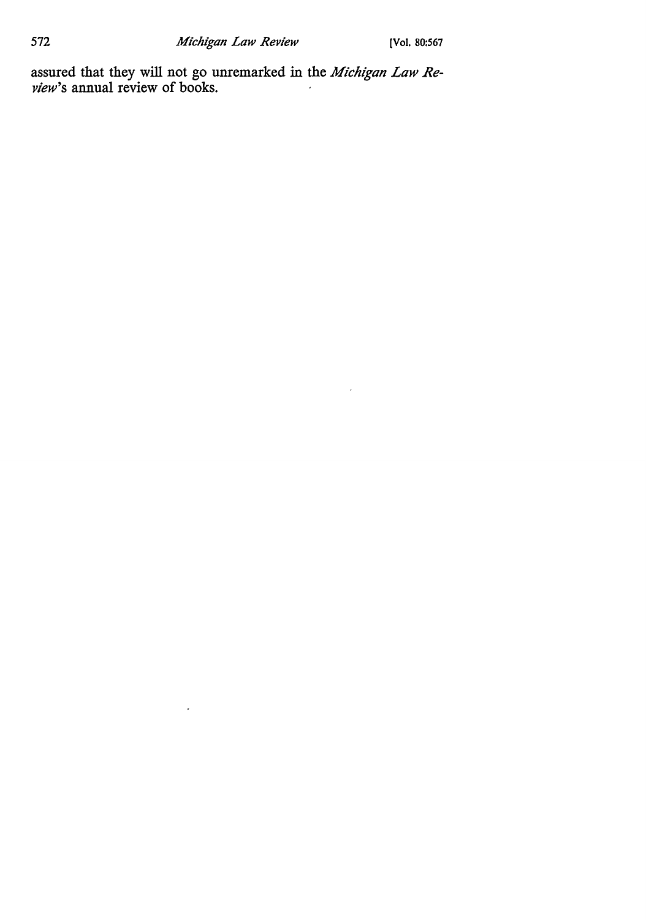assured that they will not go unremarked in the *Michigan Law Review*'s annual review of books.